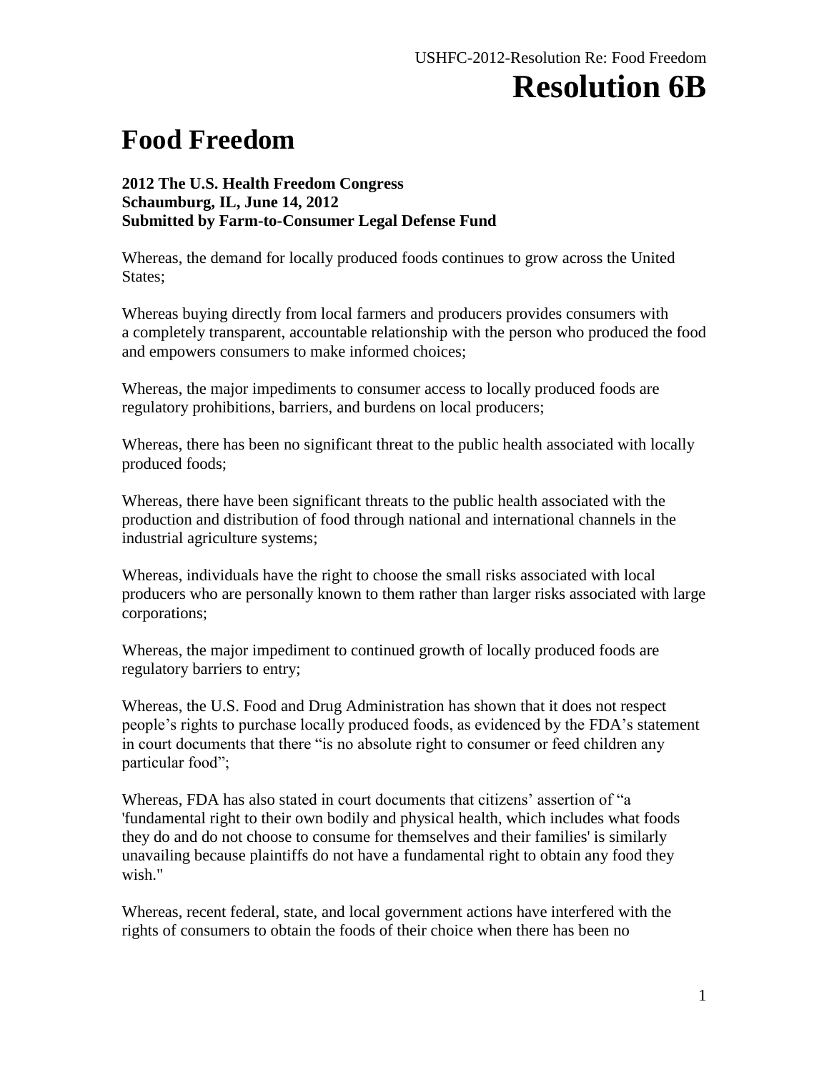# Resolution 6B

# Food Freedom

**2012 The U.S. Health Freedom Congress**
**Schaumburg, IL, June 14, 2012**
**Submitted by Farm-to-Consumer Legal Defense Fund**

Whereas, the demand for locally produced foods continues to grow across the United States;

Whereas buying directly from local farmers and producers provides consumers with a completely transparent, accountable relationship with the person who produced the food and empowers consumers to make informed choices;

Whereas, the major impediments to consumer access to locally produced foods are regulatory prohibitions, barriers, and burdens on local producers;

Whereas, there has been no significant threat to the public health associated with locally produced foods;

Whereas, there have been significant threats to the public health associated with the production and distribution of food through national and international channels in the industrial agriculture systems;

Whereas, individuals have the right to choose the small risks associated with local producers who are personally known to them rather than larger risks associated with large corporations;

Whereas, the major impediment to continued growth of locally produced foods are regulatory barriers to entry;

Whereas, the U.S. Food and Drug Administration has shown that it does not respect people's rights to purchase locally produced foods, as evidenced by the FDA's statement in court documents that there "is no absolute right to consumer or feed children any particular food";

Whereas, FDA has also stated in court documents that citizens' assertion of "a 'fundamental right to their own bodily and physical health, which includes what foods they do and do not choose to consume for themselves and their families' is similarly unavailing because plaintiffs do not have a fundamental right to obtain any food they wish."

Whereas, recent federal, state, and local government actions have interfered with the rights of consumers to obtain the foods of their choice when there has been no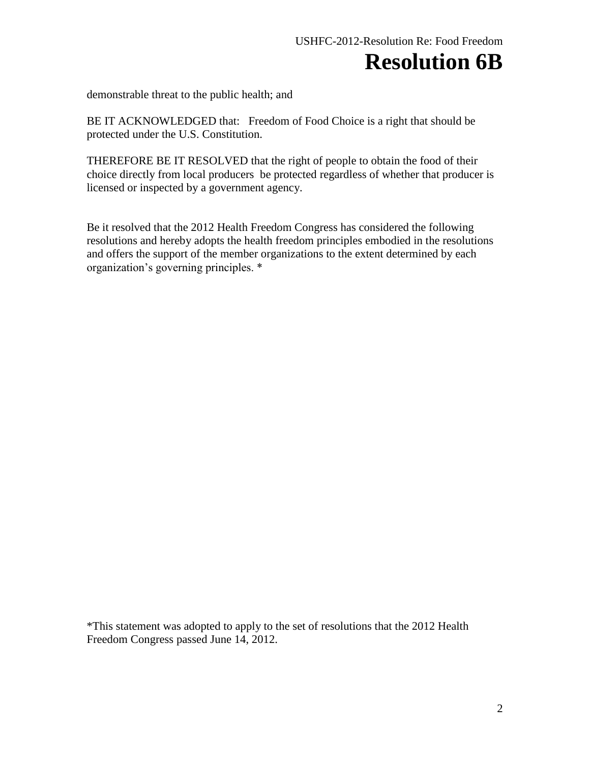demonstrable threat to the public health; and

BE IT ACKNOWLEDGED that: Freedom of Food Choice is a right that should be protected under the U.S. Constitution.

THEREFORE BE IT RESOLVED that the right of people to obtain the food of their choice directly from local producers be protected regardless of whether that producer is licensed or inspected by a government agency.

Be it resolved that the 2012 Health Freedom Congress has considered the following resolutions and hereby adopts the health freedom principles embodied in the resolutions and offers the support of the member organizations to the extent determined by each organization's governing principles. *

*This statement was adopted to apply to the set of resolutions that the 2012 Health Freedom Congress passed June 14, 2012.